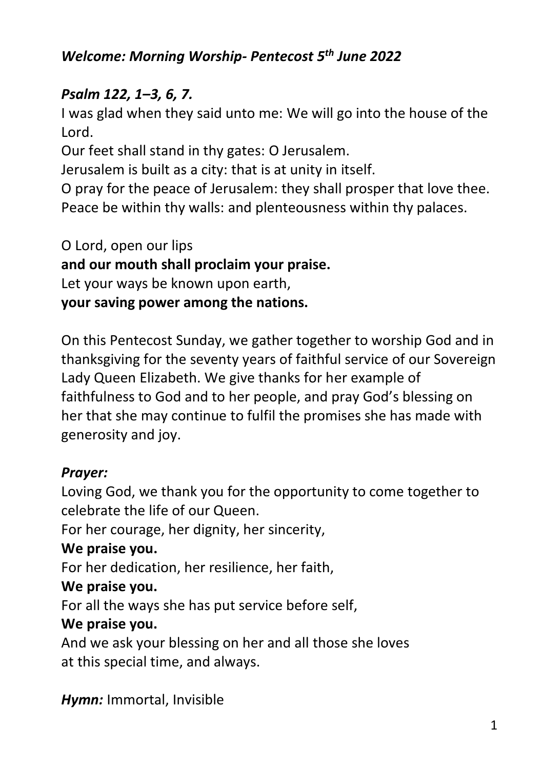***Welcome: Morning Worship- Pentecost 5th June 2022***

***Psalm 122, 1–3, 6, 7.***

I was glad when they said unto me: We will go into the house of the Lord.
Our feet shall stand in thy gates: O Jerusalem.
Jerusalem is built as a city: that is at unity in itself.
O pray for the peace of Jerusalem: they shall prosper that love thee.
Peace be within thy walls: and plenteousness within thy palaces.

O Lord, open our lips
**and our mouth shall proclaim your praise.**
Let your ways be known upon earth,
**your saving power among the nations.**

On this Pentecost Sunday, we gather together to worship God and in thanksgiving for the seventy years of faithful service of our Sovereign Lady Queen Elizabeth. We give thanks for her example of faithfulness to God and to her people, and pray God's blessing on her that she may continue to fulfil the promises she has made with generosity and joy.

***Prayer:***

Loving God, we thank you for the opportunity to come together to celebrate the life of our Queen.
For her courage, her dignity, her sincerity,
**We praise you.**
For her dedication, her resilience, her faith,
**We praise you.**
For all the ways she has put service before self,
**We praise you.**
And we ask your blessing on her and all those she loves
at this special time, and always.

***Hymn:*** Immortal, Invisible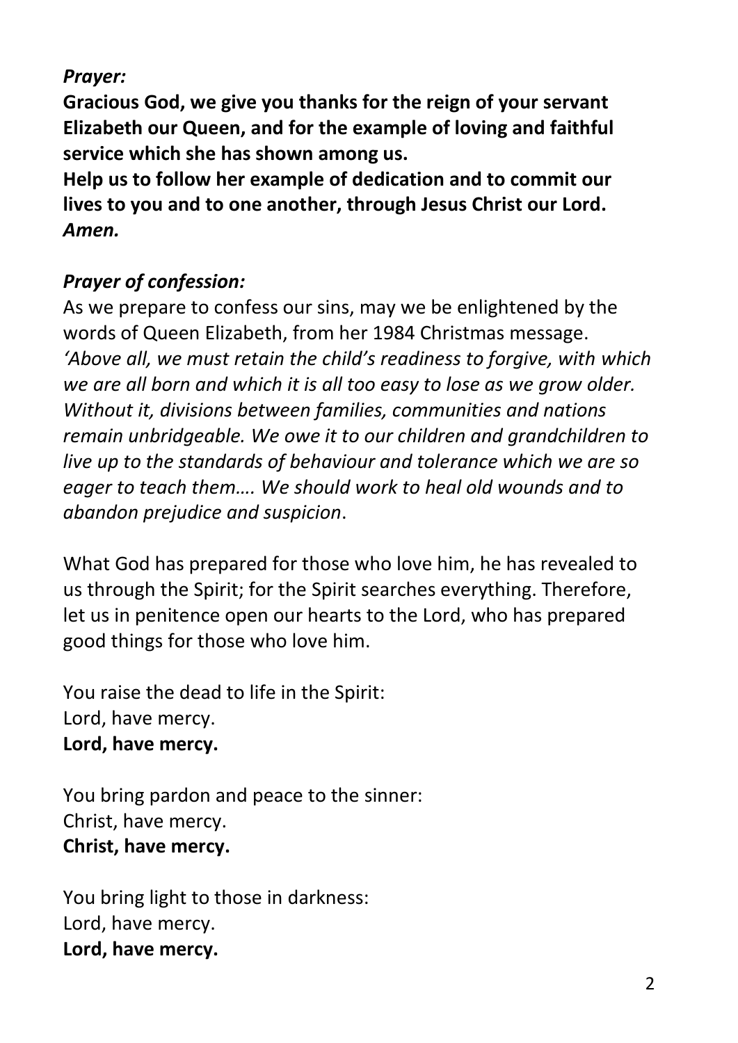***Prayer:***

**Gracious God, we give you thanks for the reign of your servant Elizabeth our Queen, and for the example of loving and faithful service which she has shown among us.**

**Help us to follow her example of dedication and to commit our lives to you and to one another, through Jesus Christ our Lord.** ***Amen.***

***Prayer of confession:***

As we prepare to confess our sins, may we be enlightened by the words of Queen Elizabeth, from her 1984 Christmas message. *'Above all, we must retain the child's readiness to forgive, with which we are all born and which it is all too easy to lose as we grow older. Without it, divisions between families, communities and nations remain unbridgeable. We owe it to our children and grandchildren to live up to the standards of behaviour and tolerance which we are so eager to teach them…. We should work to heal old wounds and to abandon prejudice and suspicion*.

What God has prepared for those who love him, he has revealed to us through the Spirit; for the Spirit searches everything. Therefore, let us in penitence open our hearts to the Lord, who has prepared good things for those who love him.

You raise the dead to life in the Spirit:
Lord, have mercy.
**Lord, have mercy.**

You bring pardon and peace to the sinner:
Christ, have mercy.
**Christ, have mercy.**

You bring light to those in darkness:
Lord, have mercy.
**Lord, have mercy.**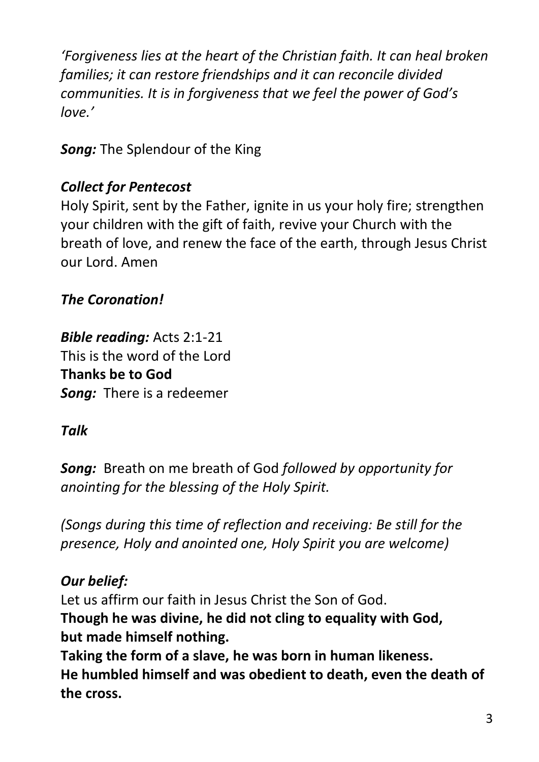*'Forgiveness lies at the heart of the Christian faith. It can heal broken families; it can restore friendships and it can reconcile divided communities. It is in forgiveness that we feel the power of God's love.'*

***Song:*** The Splendour of the King

***Collect for Pentecost***

Holy Spirit, sent by the Father, ignite in us your holy fire; strengthen your children with the gift of faith, revive your Church with the breath of love, and renew the face of the earth, through Jesus Christ our Lord. Amen

***The Coronation!***

***Bible reading:*** Acts 2:1-21
This is the word of the Lord
**Thanks be to God**
***Song:*** There is a redeemer

***Talk***

***Song:*** Breath on me breath of God *followed by opportunity for anointing for the blessing of the Holy Spirit.*

*(Songs during this time of reflection and receiving: Be still for the presence, Holy and anointed one, Holy Spirit you are welcome)*

***Our belief:***

Let us affirm our faith in Jesus Christ the Son of God.
**Though he was divine, he did not cling to equality with God, but made himself nothing.**
**Taking the form of a slave, he was born in human likeness.**
**He humbled himself and was obedient to death, even the death of the cross.**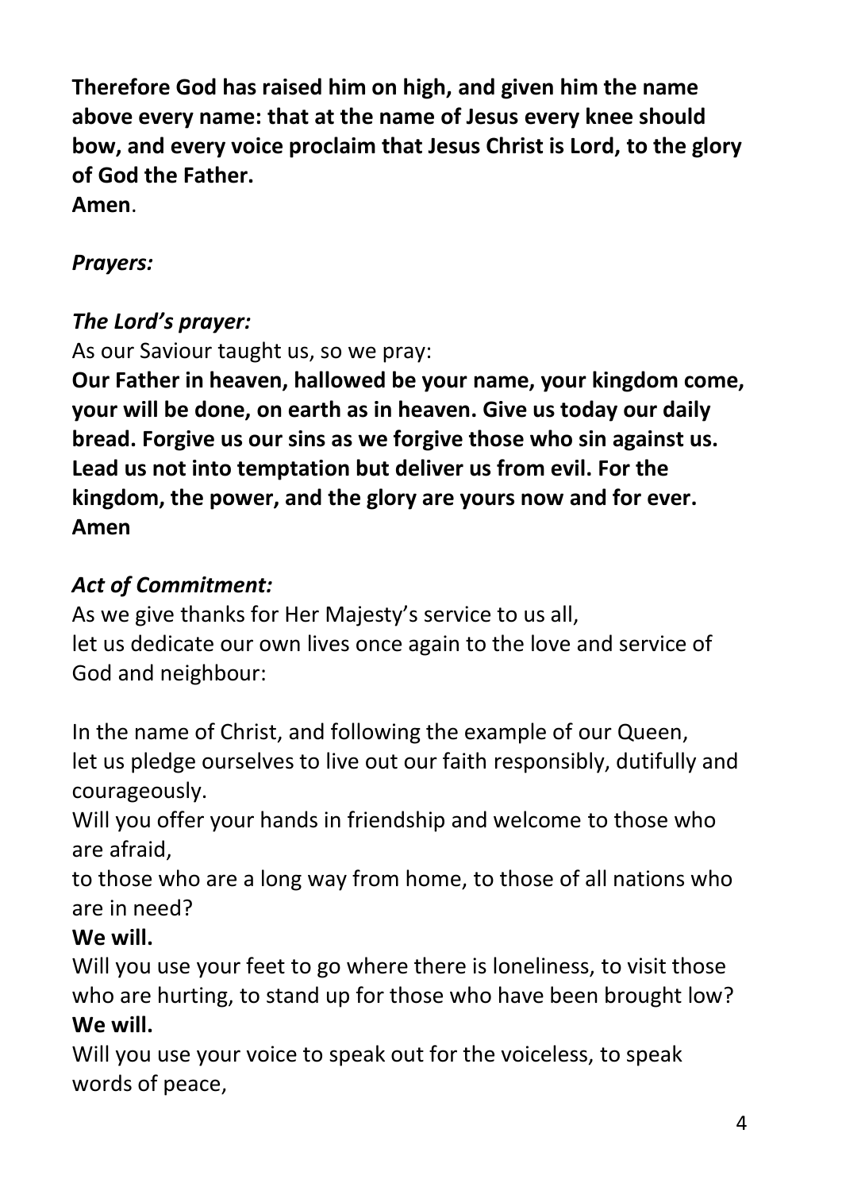**Therefore God has raised him on high, and given him the name above every name: that at the name of Jesus every knee should bow, and every voice proclaim that Jesus Christ is Lord, to the glory of God the Father.**
**Amen**.

***Prayers:***

***The Lord's prayer:***
As our Saviour taught us, so we pray:
**Our Father in heaven, hallowed be your name, your kingdom come, your will be done, on earth as in heaven. Give us today our daily bread. Forgive us our sins as we forgive those who sin against us. Lead us not into temptation but deliver us from evil. For the kingdom, the power, and the glory are yours now and for ever. Amen**

***Act of Commitment:***
As we give thanks for Her Majesty's service to us all,
let us dedicate our own lives once again to the love and service of God and neighbour:

In the name of Christ, and following the example of our Queen,
let us pledge ourselves to live out our faith responsibly, dutifully and courageously.
Will you offer your hands in friendship and welcome to those who are afraid,
to those who are a long way from home, to those of all nations who are in need?
**We will.**
Will you use your feet to go where there is loneliness, to visit those who are hurting, to stand up for those who have been brought low?
**We will.**
Will you use your voice to speak out for the voiceless, to speak words of peace,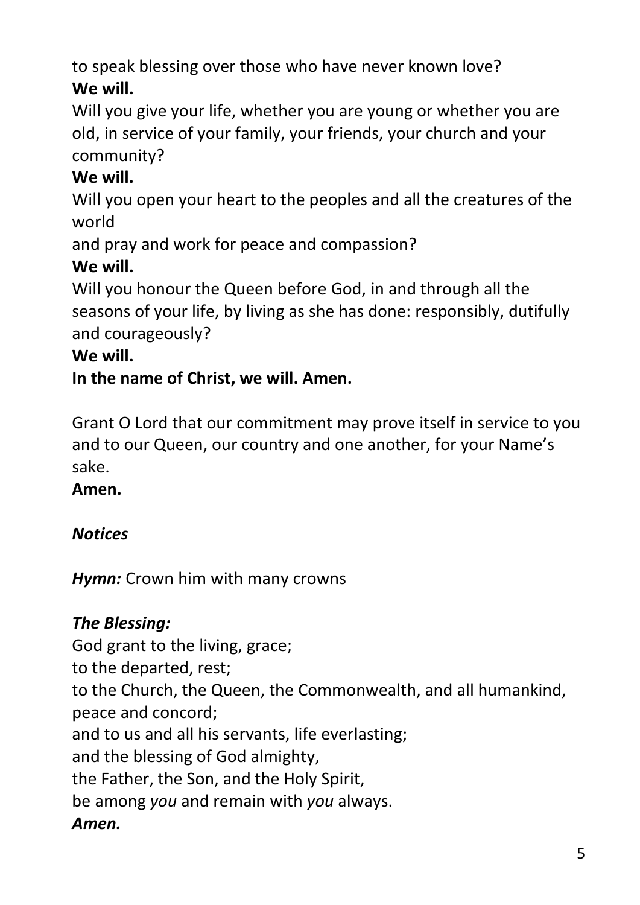to speak blessing over those who have never known love?
**We will.**
Will you give your life, whether you are young or whether you are old, in service of your family, your friends, your church and your community?
**We will.**
Will you open your heart to the peoples and all the creatures of the world
and pray and work for peace and compassion?
**We will.**
Will you honour the Queen before God, in and through all the seasons of your life, by living as she has done: responsibly, dutifully and courageously?
**We will.**
**In the name of Christ, we will. Amen.**

Grant O Lord that our commitment may prove itself in service to you and to our Queen, our country and one another, for your Name's sake.
**Amen.**

***Notices***

***Hymn:*** Crown him with many crowns

***The Blessing:***
God grant to the living, grace;
to the departed, rest;
to the Church, the Queen, the Commonwealth, and all humankind, peace and concord;
and to us and all his servants, life everlasting;
and the blessing of God almighty,
the Father, the Son, and the Holy Spirit,
be among *you* and remain with *you* always.
***Amen.***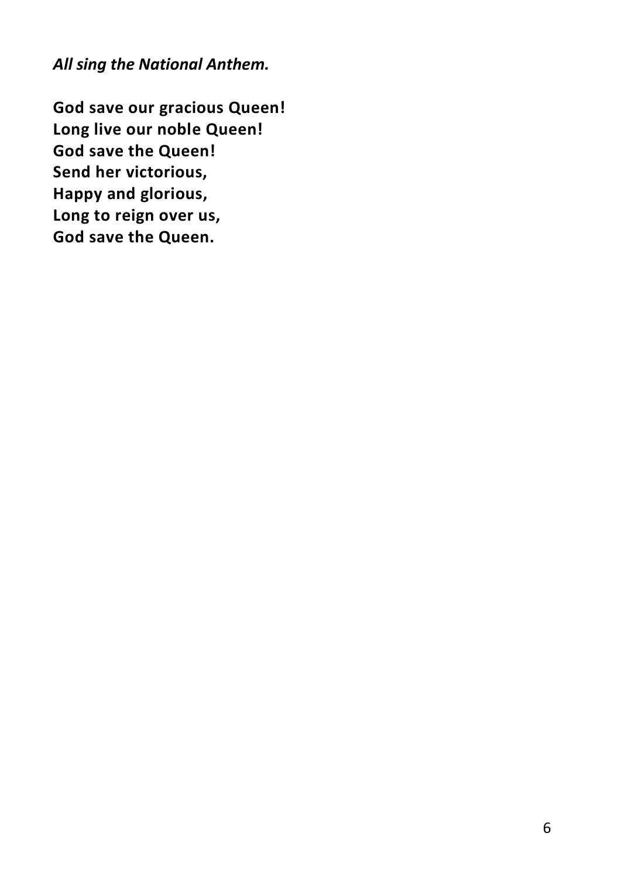***All sing the National Anthem.***

**God save our gracious Queen!**
**Long live our noble Queen!**
**God save the Queen!**
**Send her victorious,**
**Happy and glorious,**
**Long to reign over us,**
**God save the Queen.**